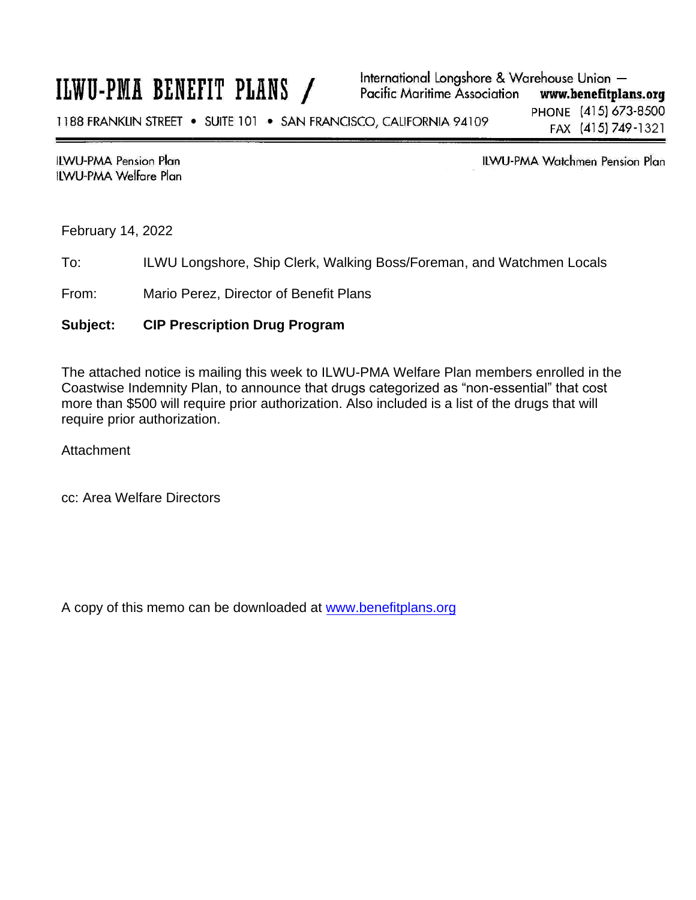# ILWU-PMA BENEFIT PLANS

International Longshore & Warehouse Union — Pacific Maritime Association
www.benefitplans.org

1188 FRANKLIN STREET • SUITE 101 • SAN FRANCISCO, CALIFORNIA 94109

PHONE (415) 673-8500
FAX (415) 749-1321

ILWU-PMA Pension Plan
ILWU-PMA Welfare Plan

ILWU-PMA Watchmen Pension Plan

February 14, 2022

To: ILWU Longshore, Ship Clerk, Walking Boss/Foreman, and Watchmen Locals

From: Mario Perez, Director of Benefit Plans

**Subject: CIP Prescription Drug Program**

The attached notice is mailing this week to ILWU-PMA Welfare Plan members enrolled in the Coastwise Indemnity Plan, to announce that drugs categorized as "non-essential" that cost more than $500 will require prior authorization. Also included is a list of the drugs that will require prior authorization.

Attachment

cc: Area Welfare Directors

A copy of this memo can be downloaded at www.benefitplans.org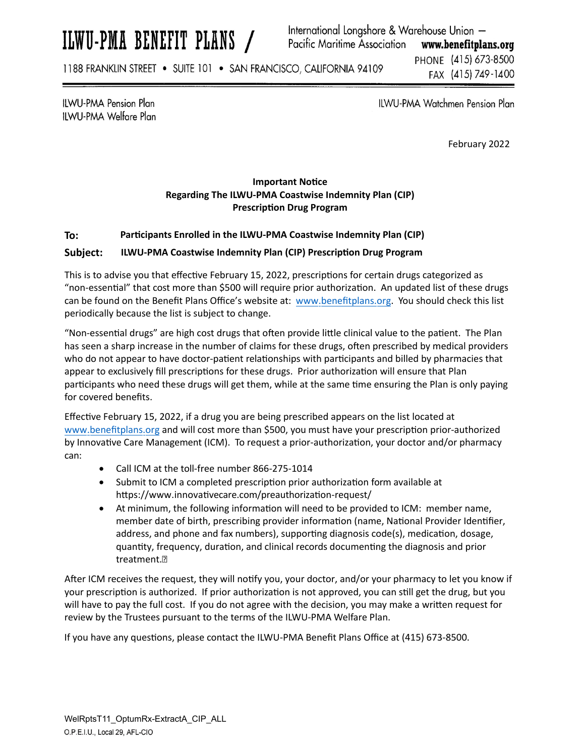# ILWU-PMA BENEFIT PLANS /

International Longshore & Warehouse Union —
Pacific Maritime Association **www.benefitplans.org**

1188 FRANKLIN STREET • SUITE 101 • SAN FRANCISCO, CALIFORNIA 94109

PHONE (415) 673-8500
FAX (415) 749-1400

ILWU-PMA Pension Plan
ILWU-PMA Welfare Plan

ILWU-PMA Watchmen Pension Plan

February 2022

**Important Notice**
**Regarding The ILWU-PMA Coastwise Indemnity Plan (CIP)**
**Prescription Drug Program**

**To:** **Participants Enrolled in the ILWU-PMA Coastwise Indemnity Plan (CIP)**

**Subject:** **ILWU-PMA Coastwise Indemnity Plan (CIP) Prescription Drug Program**

This is to advise you that effective February 15, 2022, prescriptions for certain drugs categorized as "non-essential" that cost more than $500 will require prior authorization. An updated list of these drugs can be found on the Benefit Plans Office's website at: www.benefitplans.org. You should check this list periodically because the list is subject to change.

"Non-essential drugs" are high cost drugs that often provide little clinical value to the patient. The Plan has seen a sharp increase in the number of claims for these drugs, often prescribed by medical providers who do not appear to have doctor-patient relationships with participants and billed by pharmacies that appear to exclusively fill prescriptions for these drugs. Prior authorization will ensure that Plan participants who need these drugs will get them, while at the same time ensuring the Plan is only paying for covered benefits.

Effective February 15, 2022, if a drug you are being prescribed appears on the list located at www.benefitplans.org and will cost more than $500, you must have your prescription prior-authorized by Innovative Care Management (ICM). To request a prior-authorization, your doctor and/or pharmacy can:

- Call ICM at the toll-free number 866-275-1014
- Submit to ICM a completed prescription prior authorization form available at https://www.innovativecare.com/preauthorization-request/
- At minimum, the following information will need to be provided to ICM: member name, member date of birth, prescribing provider information (name, National Provider Identifier, address, and phone and fax numbers), supporting diagnosis code(s), medication, dosage, quantity, frequency, duration, and clinical records documenting the diagnosis and prior treatment.

After ICM receives the request, they will notify you, your doctor, and/or your pharmacy to let you know if your prescription is authorized. If prior authorization is not approved, you can still get the drug, but you will have to pay the full cost. If you do not agree with the decision, you may make a written request for review by the Trustees pursuant to the terms of the ILWU-PMA Welfare Plan.

If you have any questions, please contact the ILWU-PMA Benefit Plans Office at (415) 673-8500.

WelRptsT11_OptumRx-ExtractA_CIP_ALL
O.P.E.I.U., Local 29, AFL-CIO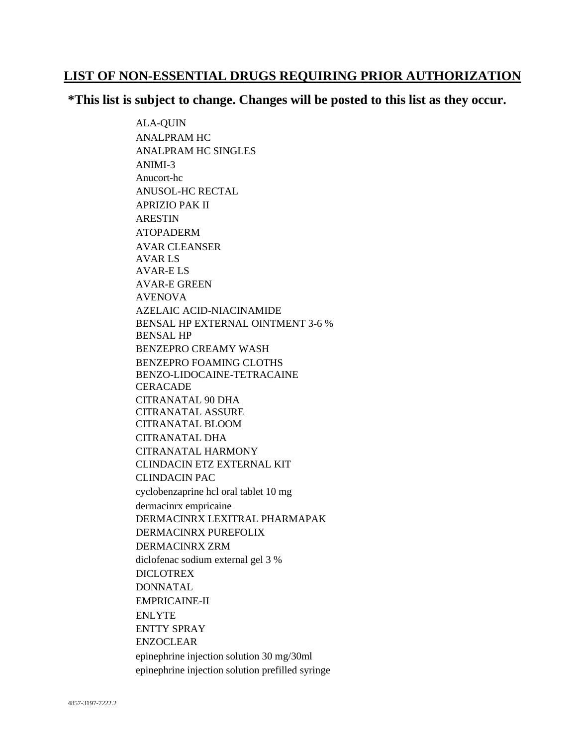## LIST OF NON-ESSENTIAL DRUGS REQUIRING PRIOR AUTHORIZATION

**\*This list is subject to change. Changes will be posted to this list as they occur.**

ALA-QUIN
ANALPRAM HC
ANALPRAM HC SINGLES
ANIMI-3
Anucort-hc
ANUSOL-HC RECTAL
APRIZIO PAK II
ARESTIN
ATOPADERM
AVAR CLEANSER
AVAR LS
AVAR-E LS
AVAR-E GREEN
AVENOVA
AZELAIC ACID-NIACINAMIDE
BENSAL HP EXTERNAL OINTMENT 3-6 %
BENSAL HP
BENZEPRO CREAMY WASH
BENZEPRO FOAMING CLOTHS
BENZO-LIDOCAINE-TETRACAINE
CERACADE
CITRANATAL 90 DHA
CITRANATAL ASSURE
CITRANATAL BLOOM
CITRANATAL DHA
CITRANATAL HARMONY
CLINDACIN ETZ EXTERNAL KIT
CLINDACIN PAC
cyclobenzaprine hcl oral tablet 10 mg
dermacinrx empricaine
DERMACINRX LEXITRAL PHARMAPAK
DERMACINRX PUREFOLIX
DERMACINRX ZRM
diclofenac sodium external gel 3 %
DICLOTREX
DONNATAL
EMPRICAINE-II
ENLYTE
ENTTY SPRAY
ENZOCLEAR
epinephrine injection solution 30 mg/30ml
epinephrine injection solution prefilled syringe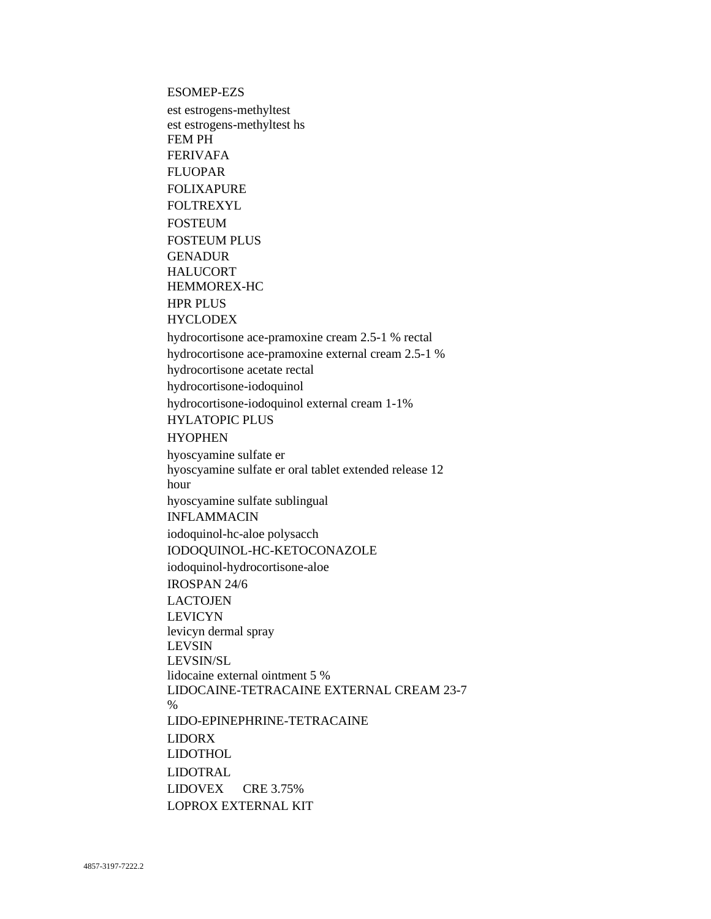ESOMEP-EZS

est estrogens-methyltest

est estrogens-methyltest hs

FEM PH

FERIVAFA

FLUOPAR

FOLIXAPURE

FOLTREXYL

FOSTEUM

FOSTEUM PLUS

GENADUR

HALUCORT

HEMMOREX-HC

HPR PLUS

HYCLODEX

hydrocortisone ace-pramoxine cream 2.5-1 % rectal

hydrocortisone ace-pramoxine external cream 2.5-1 %

hydrocortisone acetate rectal

hydrocortisone-iodoquinol

hydrocortisone-iodoquinol external cream 1-1%

HYLATOPIC PLUS

HYOPHEN

hyoscyamine sulfate er

hyoscyamine sulfate er oral tablet extended release 12 hour

hyoscyamine sulfate sublingual

INFLAMMACIN

iodoquinol-hc-aloe polysacch

IODOQUINOL-HC-KETOCONAZOLE

iodoquinol-hydrocortisone-aloe

IROSPAN 24/6

LACTOJEN

LEVICYN

levicyn dermal spray

LEVSIN

LEVSIN/SL

lidocaine external ointment 5 %

LIDOCAINE-TETRACAINE EXTERNAL CREAM 23-7 %

LIDO-EPINEPHRINE-TETRACAINE

LIDORX

LIDOTHOL

LIDOTRAL

LIDOVEX CRE 3.75%

LOPROX EXTERNAL KIT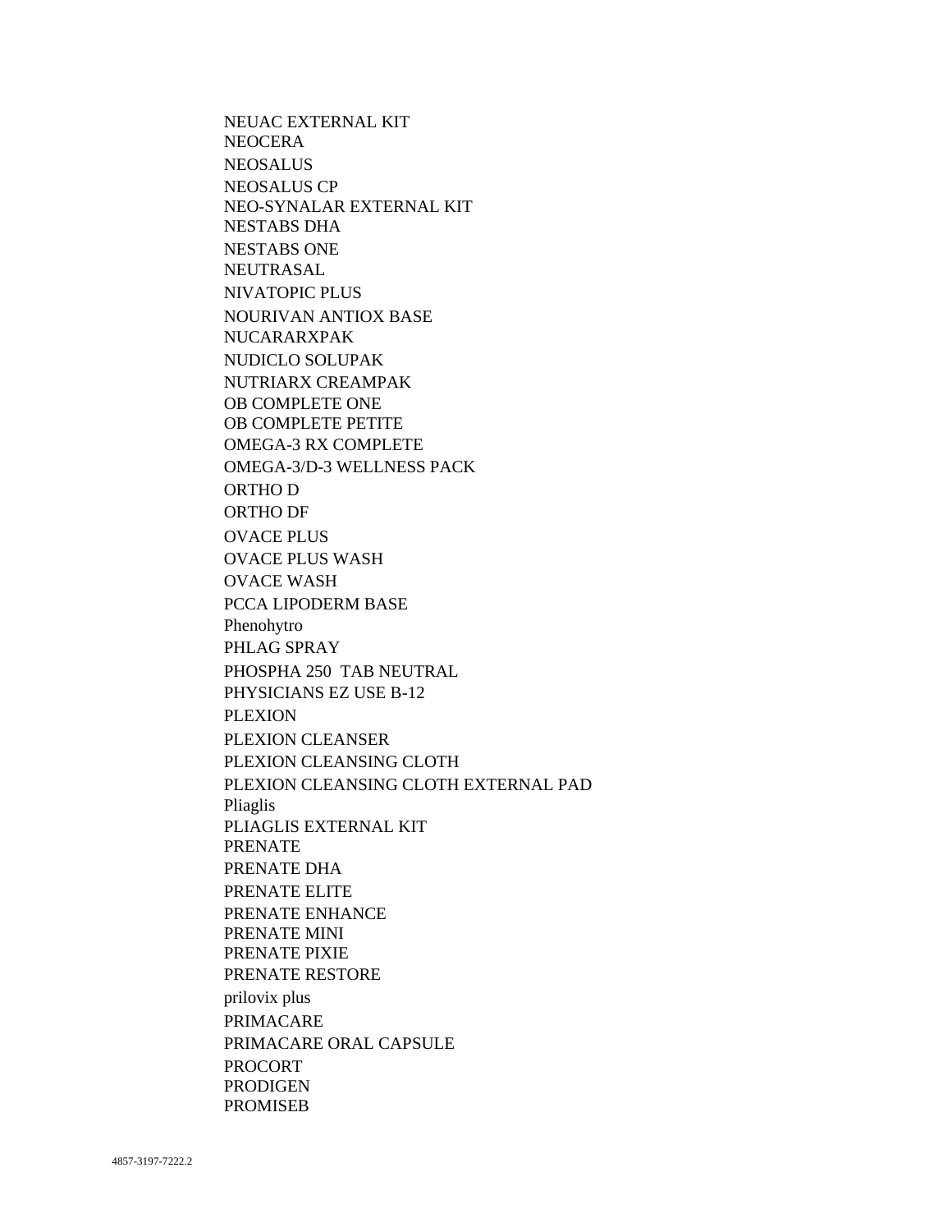NEUAC EXTERNAL KIT
NEOCERA
NEOSALUS
NEOSALUS CP
NEO-SYNALAR EXTERNAL KIT
NESTABS DHA
NESTABS ONE
NEUTRASAL
NIVATOPIC PLUS
NOURIVAN ANTIOX BASE
NUCARARXPAK
NUDICLO SOLUPAK
NUTRIARX CREAMPAK
OB COMPLETE ONE
OB COMPLETE PETITE
OMEGA-3 RX COMPLETE
OMEGA-3/D-3 WELLNESS PACK
ORTHO D
ORTHO DF
OVACE PLUS
OVACE PLUS WASH
OVACE WASH
PCCA LIPODERM BASE
Phenohytro
PHLAG SPRAY
PHOSPHA 250 TAB NEUTRAL
PHYSICIANS EZ USE B-12
PLEXION
PLEXION CLEANSER
PLEXION CLEANSING CLOTH
PLEXION CLEANSING CLOTH EXTERNAL PAD
Pliaglis
PLIAGLIS EXTERNAL KIT
PRENATE
PRENATE DHA
PRENATE ELITE
PRENATE ENHANCE
PRENATE MINI
PRENATE PIXIE
PRENATE RESTORE
prilovix plus
PRIMACARE
PRIMACARE ORAL CAPSULE
PROCORT
PRODIGEN
PROMISEB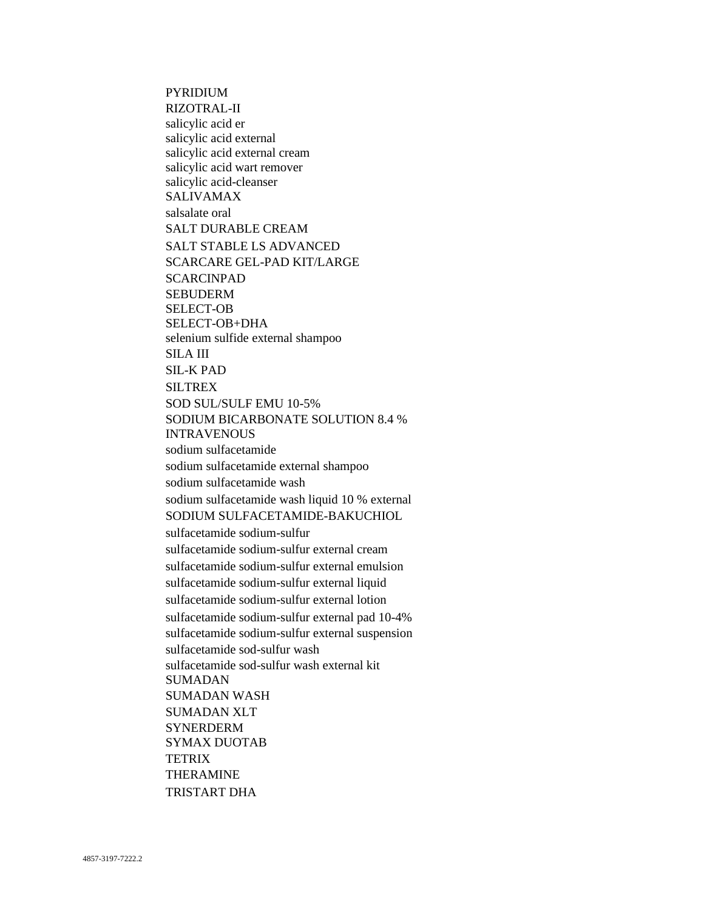PYRIDIUM
RIZOTRAL-II
salicylic acid er
salicylic acid external
salicylic acid external cream
salicylic acid wart remover
salicylic acid-cleanser
SALIVAMAX
salsalate oral
SALT DURABLE CREAM
SALT STABLE LS ADVANCED
SCARCARE GEL-PAD KIT/LARGE
SCARCINPAD
SEBUDERM
SELECT-OB
SELECT-OB+DHA
selenium sulfide external shampoo
SILA III
SIL-K PAD
SILTREX
SOD SUL/SULF EMU 10-5%
SODIUM BICARBONATE SOLUTION 8.4 % INTRAVENOUS
sodium sulfacetamide
sodium sulfacetamide external shampoo
sodium sulfacetamide wash
sodium sulfacetamide wash liquid 10 % external
SODIUM SULFACETAMIDE-BAKUCHIOL
sulfacetamide sodium-sulfur
sulfacetamide sodium-sulfur external cream
sulfacetamide sodium-sulfur external emulsion
sulfacetamide sodium-sulfur external liquid
sulfacetamide sodium-sulfur external lotion
sulfacetamide sodium-sulfur external pad 10-4%
sulfacetamide sodium-sulfur external suspension
sulfacetamide sod-sulfur wash
sulfacetamide sod-sulfur wash external kit
SUMADAN
SUMADAN WASH
SUMADAN XLT
SYNERDERM
SYMAX DUOTAB
TETRIX
THERAMINE
TRISTART DHA

4857-3197-7222.2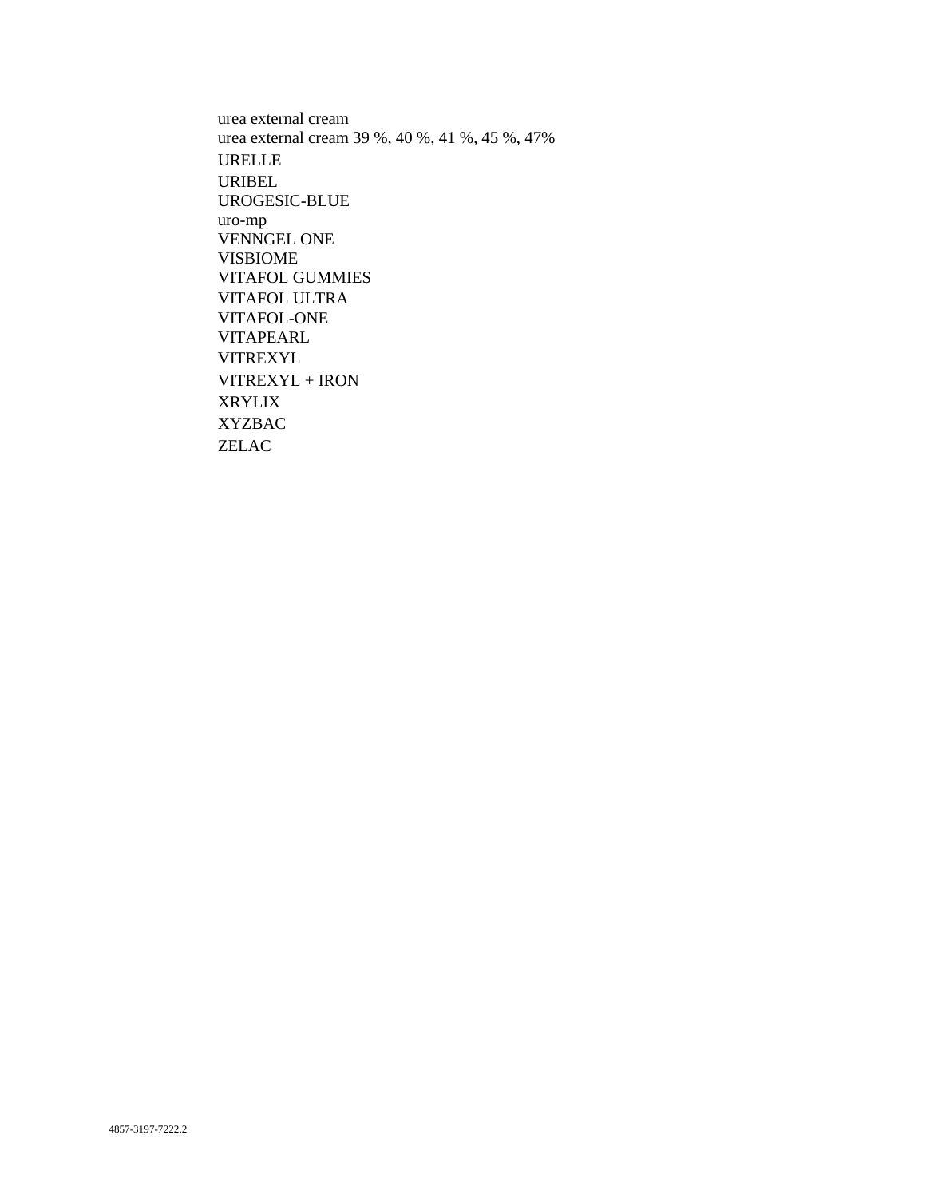urea external cream
urea external cream 39 %, 40 %, 41 %, 45 %, 47%
URELLE
URIBEL
UROGESIC-BLUE
uro-mp
VENNGEL ONE
VISBIOME
VITAFOL GUMMIES
VITAFOL ULTRA
VITAFOL-ONE
VITAPEARL
VITREXYL
VITREXYL + IRON
XRYLIX
XYZBAC
ZELAC

4857-3197-7222.2